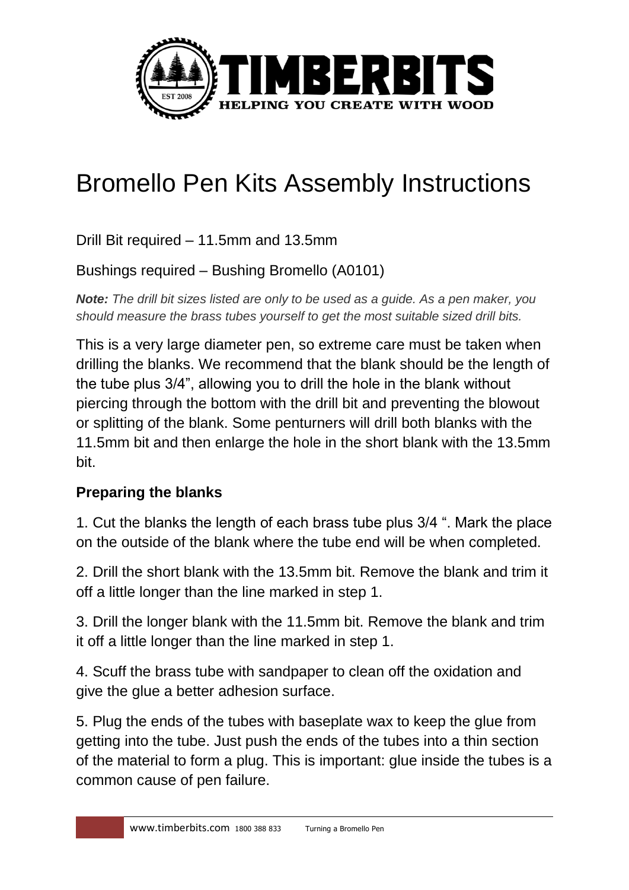# Bromello Pen Kits Assembly Instructions

Drill Bit required – 11.5mm and 13.5mm

Bushings required – Bushing Bromello (A0101)

***Note:*** *The drill bit sizes listed are only to be used as a guide. As a pen maker, you should measure the brass tubes yourself to get the most suitable sized drill bits.*

This is a very large diameter pen, so extreme care must be taken when drilling the blanks. We recommend that the blank should be the length of the tube plus 3/4", allowing you to drill the hole in the blank without piercing through the bottom with the drill bit and preventing the blowout or splitting of the blank. Some penturners will drill both blanks with the 11.5mm bit and then enlarge the hole in the short blank with the 13.5mm bit.

## Preparing the blanks

1. Cut the blanks the length of each brass tube plus 3/4 ". Mark the place on the outside of the blank where the tube end will be when completed.

2. Drill the short blank with the 13.5mm bit. Remove the blank and trim it off a little longer than the line marked in step 1.

3. Drill the longer blank with the 11.5mm bit. Remove the blank and trim it off a little longer than the line marked in step 1.

4. Scuff the brass tube with sandpaper to clean off the oxidation and give the glue a better adhesion surface.

5. Plug the ends of the tubes with baseplate wax to keep the glue from getting into the tube. Just push the ends of the tubes into a thin section of the material to form a plug. This is important: glue inside the tubes is a common cause of pen failure.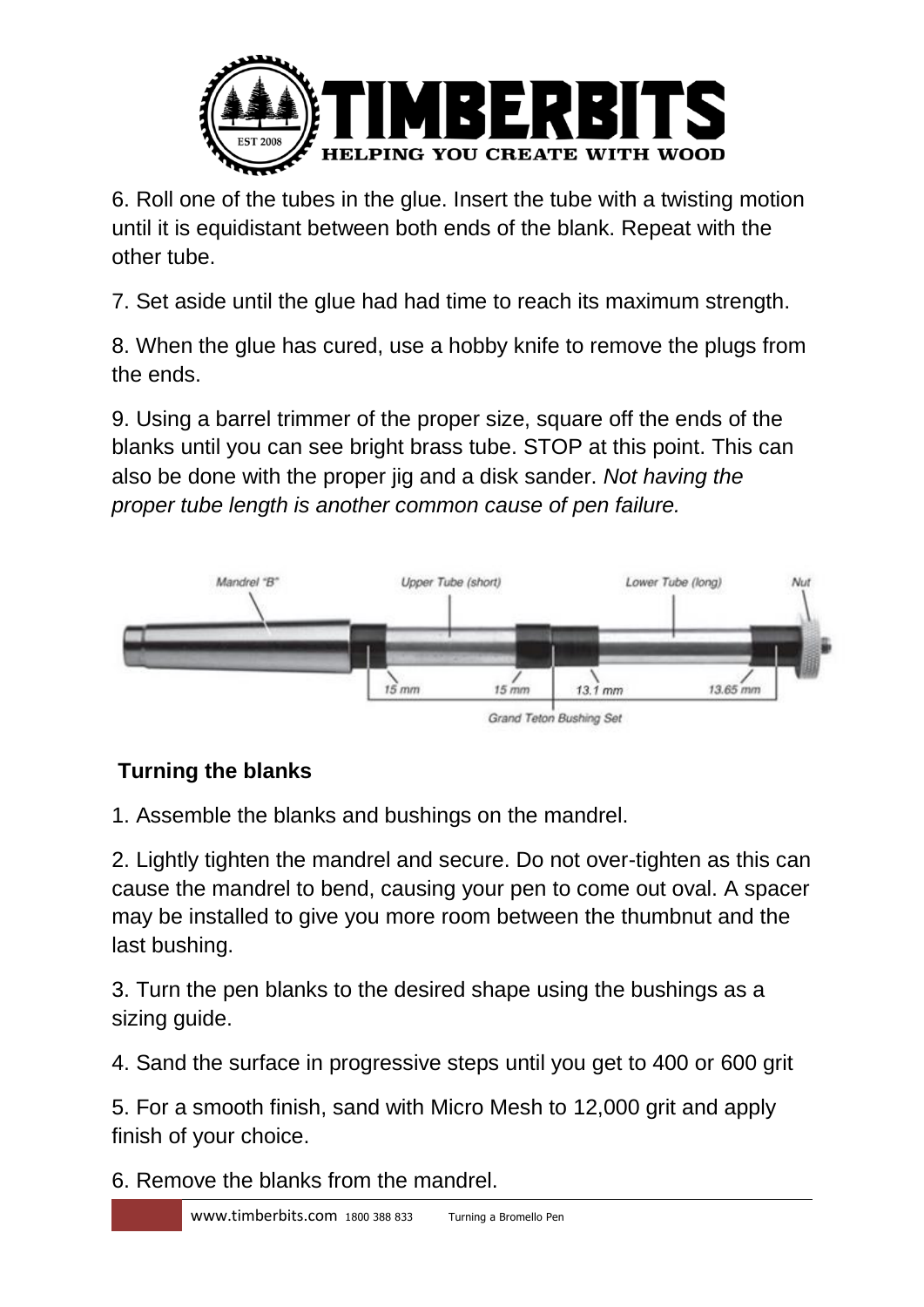6. Roll one of the tubes in the glue. Insert the tube with a twisting motion until it is equidistant between both ends of the blank. Repeat with the other tube.

7. Set aside until the glue had had time to reach its maximum strength.

8. When the glue has cured, use a hobby knife to remove the plugs from the ends.

9. Using a barrel trimmer of the proper size, square off the ends of the blanks until you can see bright brass tube. STOP at this point. This can also be done with the proper jig and a disk sander. *Not having the proper tube length is another common cause of pen failure.*

Mandrel "B" | Upper Tube (short) | Lower Tube (long) | Nut

15 mm | 15 mm | 13.1 mm | 13.65 mm

Grand Teton Bushing Set

## Turning the blanks

1. Assemble the blanks and bushings on the mandrel.

2. Lightly tighten the mandrel and secure. Do not over-tighten as this can cause the mandrel to bend, causing your pen to come out oval. A spacer may be installed to give you more room between the thumbnut and the last bushing.

3. Turn the pen blanks to the desired shape using the bushings as a sizing guide.

4. Sand the surface in progressive steps until you get to 400 or 600 grit

5. For a smooth finish, sand with Micro Mesh to 12,000 grit and apply finish of your choice.

6. Remove the blanks from the mandrel.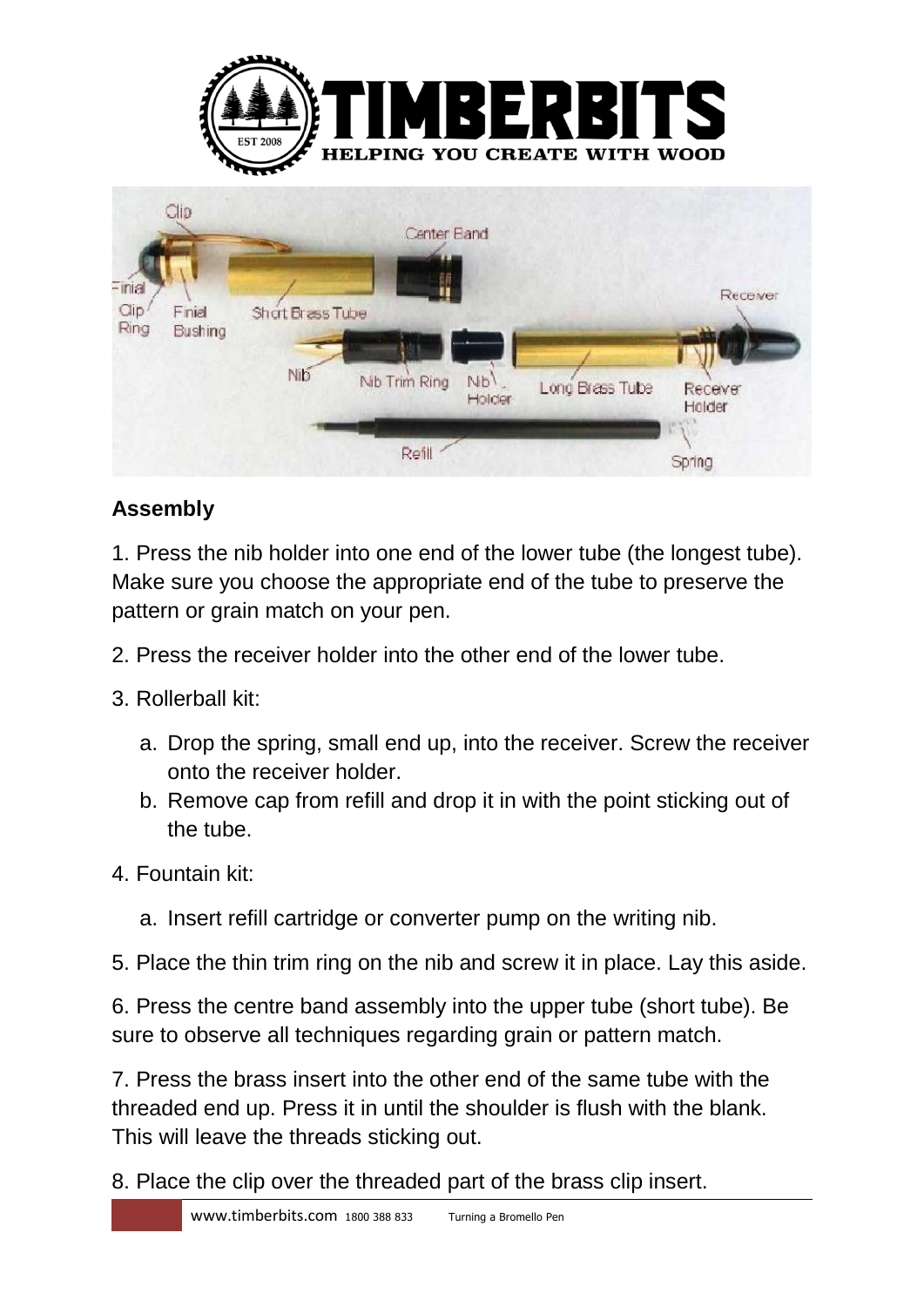## Assembly

1. Press the nib holder into one end of the lower tube (the longest tube). Make sure you choose the appropriate end of the tube to preserve the pattern or grain match on your pen.

2. Press the receiver holder into the other end of the lower tube.

3. Rollerball kit:

   a. Drop the spring, small end up, into the receiver. Screw the receiver onto the receiver holder.

   b. Remove cap from refill and drop it in with the point sticking out of the tube.

4. Fountain kit:

   a. Insert refill cartridge or converter pump on the writing nib.

5. Place the thin trim ring on the nib and screw it in place. Lay this aside.

6. Press the centre band assembly into the upper tube (short tube). Be sure to observe all techniques regarding grain or pattern match.

7. Press the brass insert into the other end of the same tube with the threaded end up. Press it in until the shoulder is flush with the blank. This will leave the threads sticking out.

8. Place the clip over the threaded part of the brass clip insert.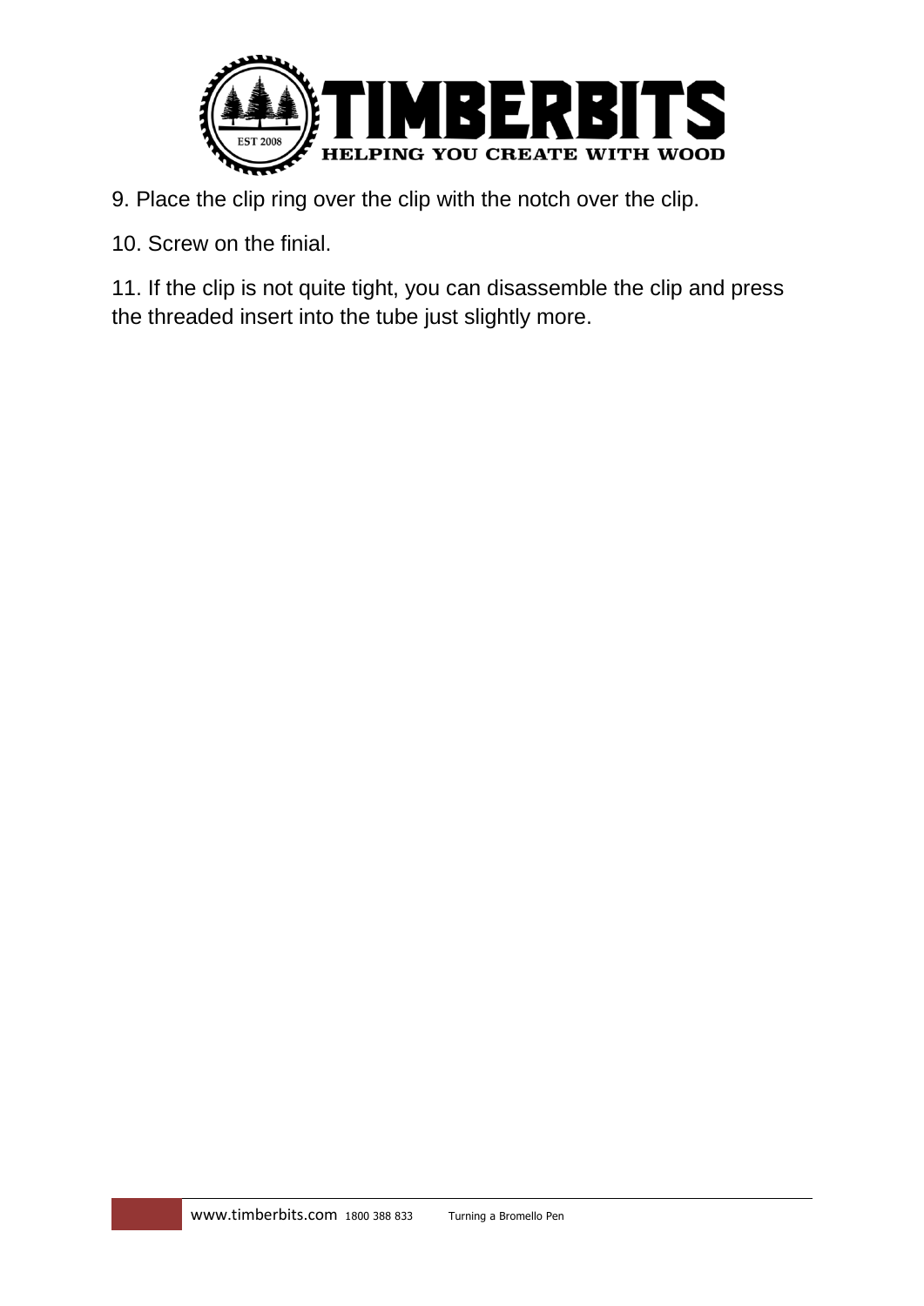9. Place the clip ring over the clip with the notch over the clip.

10. Screw on the finial.

11. If the clip is not quite tight, you can disassemble the clip and press the threaded insert into the tube just slightly more.